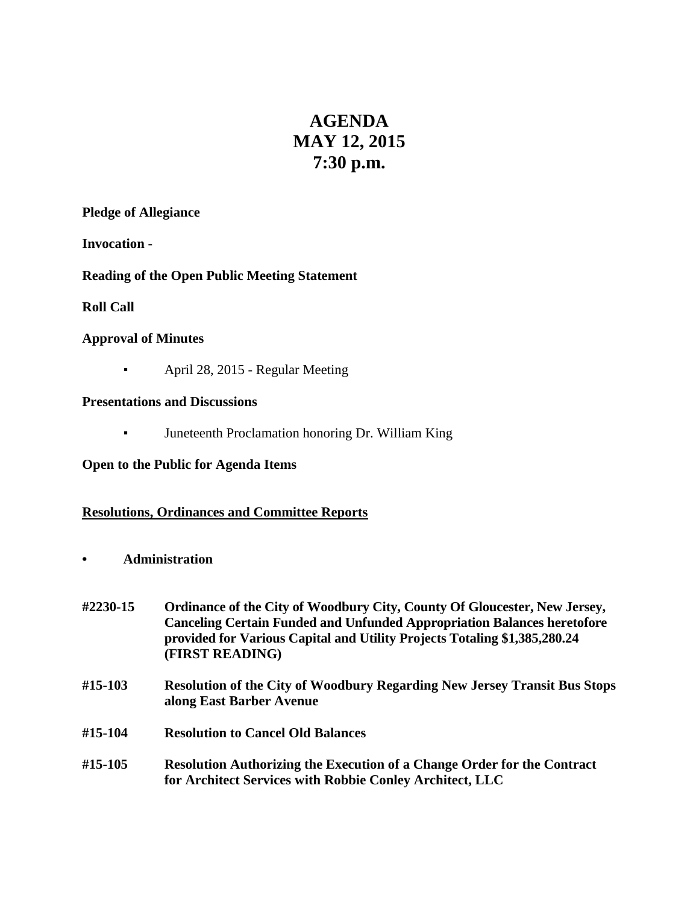# AGENDA
# MAY 12, 2015
# 7:30 p.m.

**Pledge of Allegiance**

**Invocation** -

**Reading of the Open Public Meeting Statement**

**Roll Call**

**Approval of Minutes**

- April 28, 2015 - Regular Meeting

**Presentations and Discussions**

- Juneteenth Proclamation honoring Dr. William King

**Open to the Public for Agenda Items**

**<u>Resolutions, Ordinances and Committee Reports</u>**

- **Administration**

**#2230-15** **Ordinance of the City of Woodbury City, County Of Gloucester, New Jersey, Canceling Certain Funded and Unfunded Appropriation Balances heretofore provided for Various Capital and Utility Projects Totaling $1,385,280.24 (FIRST READING)**

**#15-103** **Resolution of the City of Woodbury Regarding New Jersey Transit Bus Stops along East Barber Avenue**

**#15-104** **Resolution to Cancel Old Balances**

**#15-105** **Resolution Authorizing the Execution of a Change Order for the Contract for Architect Services with Robbie Conley Architect, LLC**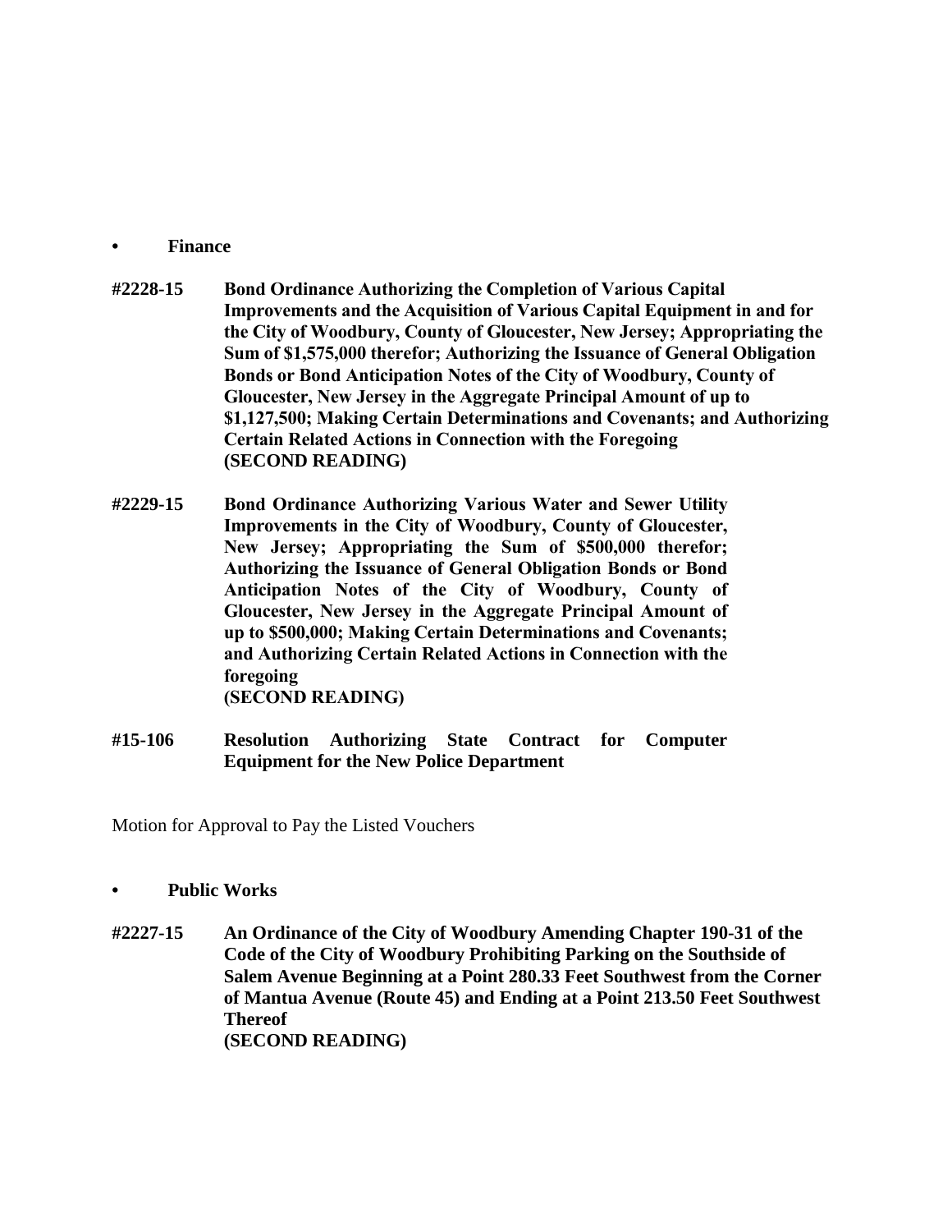- **Finance**

**#2228-15** **Bond Ordinance Authorizing the Completion of Various Capital Improvements and the Acquisition of Various Capital Equipment in and for the City of Woodbury, County of Gloucester, New Jersey; Appropriating the Sum of $1,575,000 therefor; Authorizing the Issuance of General Obligation Bonds or Bond Anticipation Notes of the City of Woodbury, County of Gloucester, New Jersey in the Aggregate Principal Amount of up to $1,127,500; Making Certain Determinations and Covenants; and Authorizing Certain Related Actions in Connection with the Foregoing**
**(SECOND READING)**

**#2229-15** **Bond Ordinance Authorizing Various Water and Sewer Utility Improvements in the City of Woodbury, County of Gloucester, New Jersey; Appropriating the Sum of $500,000 therefor; Authorizing the Issuance of General Obligation Bonds or Bond Anticipation Notes of the City of Woodbury, County of Gloucester, New Jersey in the Aggregate Principal Amount of up to $500,000; Making Certain Determinations and Covenants; and Authorizing Certain Related Actions in Connection with the foregoing**
**(SECOND READING)**

**#15-106** **Resolution Authorizing State Contract for Computer Equipment for the New Police Department**

Motion for Approval to Pay the Listed Vouchers

- **Public Works**

**#2227-15** **An Ordinance of the City of Woodbury Amending Chapter 190-31 of the Code of the City of Woodbury Prohibiting Parking on the Southside of Salem Avenue Beginning at a Point 280.33 Feet Southwest from the Corner of Mantua Avenue (Route 45) and Ending at a Point 213.50 Feet Southwest Thereof**
**(SECOND READING)**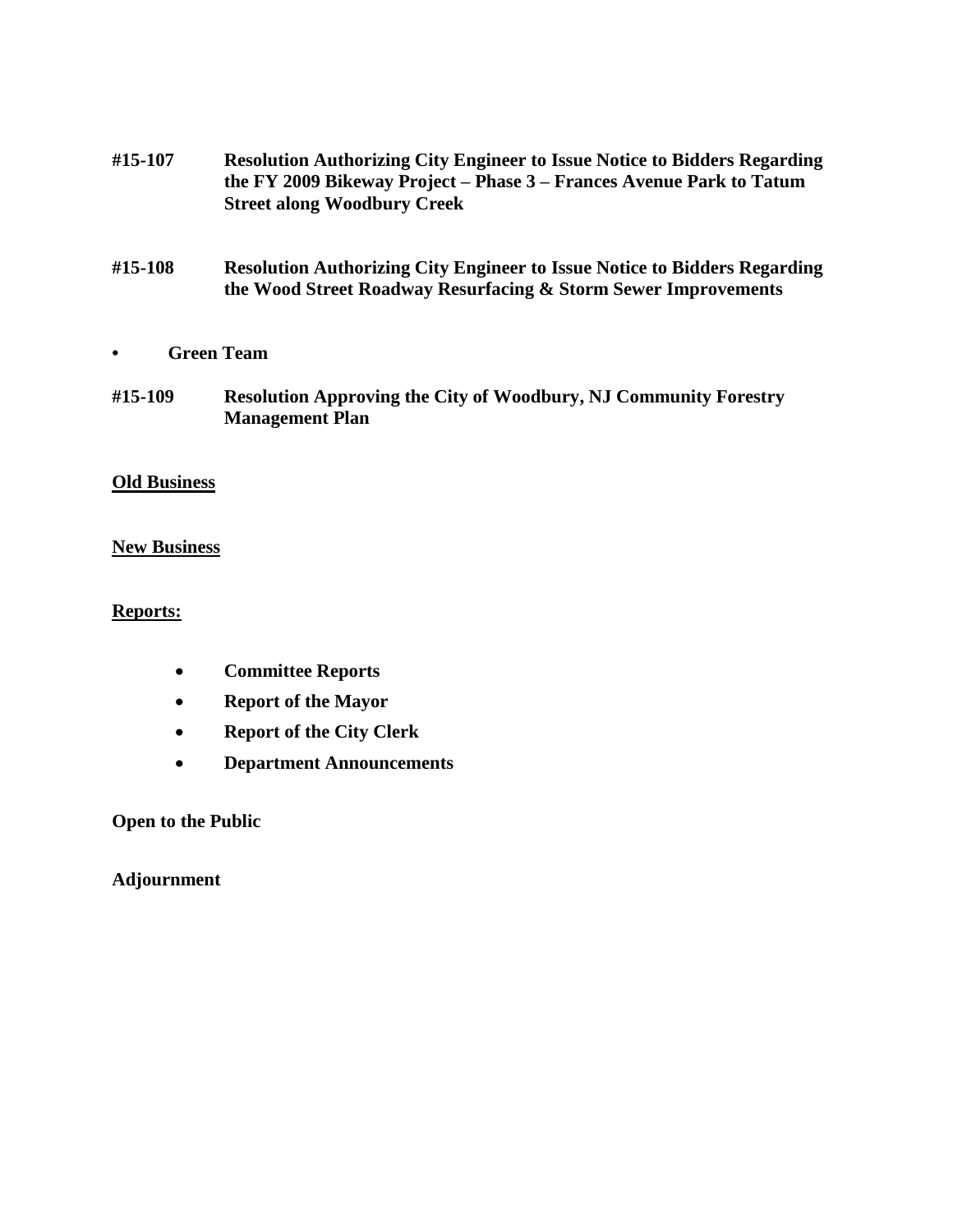**#15-107 Resolution Authorizing City Engineer to Issue Notice to Bidders Regarding the FY 2009 Bikeway Project – Phase 3 – Frances Avenue Park to Tatum Street along Woodbury Creek**

**#15-108 Resolution Authorizing City Engineer to Issue Notice to Bidders Regarding the Wood Street Roadway Resurfacing & Storm Sewer Improvements**

- **Green Team**

**#15-109 Resolution Approving the City of Woodbury, NJ Community Forestry Management Plan**

**<u>Old Business</u>**

**<u>New Business</u>**

**<u>Reports:</u>**

- **Committee Reports**
- **Report of the Mayor**
- **Report of the City Clerk**
- **Department Announcements**

**Open to the Public**

**Adjournment**